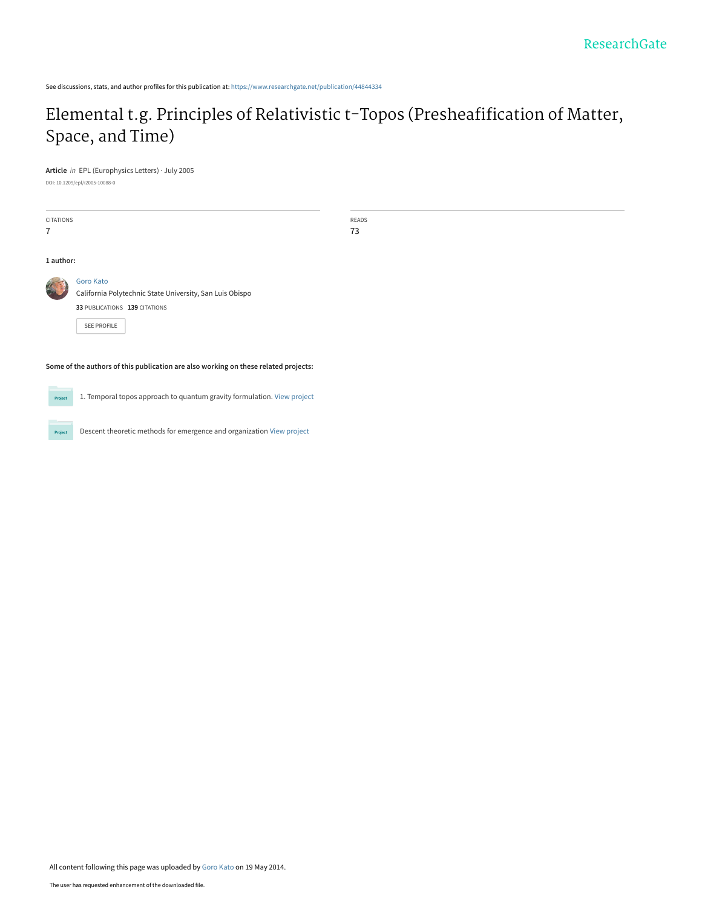See discussions, stats, and author profiles for this publication at: https://www.researchgate.net/publication/44844334

# Elemental t.g. Principles of Relativistic t-Topos (Presheafification of Matter, Space, and Time)

**Article** *in* EPL (Europhysics Letters) · July 2005

DOI: 10.1209/epl/i2005-10088-0

| CITATIONS | READS |
|---|---|
| 7 | 73 |

**1 author:**

Goro Kato
California Polytechnic State University, San Luis Obispo
**33** PUBLICATIONS **139** CITATIONS

SEE PROFILE

**Some of the authors of this publication are also working on these related projects:**

1. Temporal topos approach to quantum gravity formulation. View project

Descent theoretic methods for emergence and organization View project

All content following this page was uploaded by Goro Kato on 19 May 2014.

The user has requested enhancement of the downloaded file.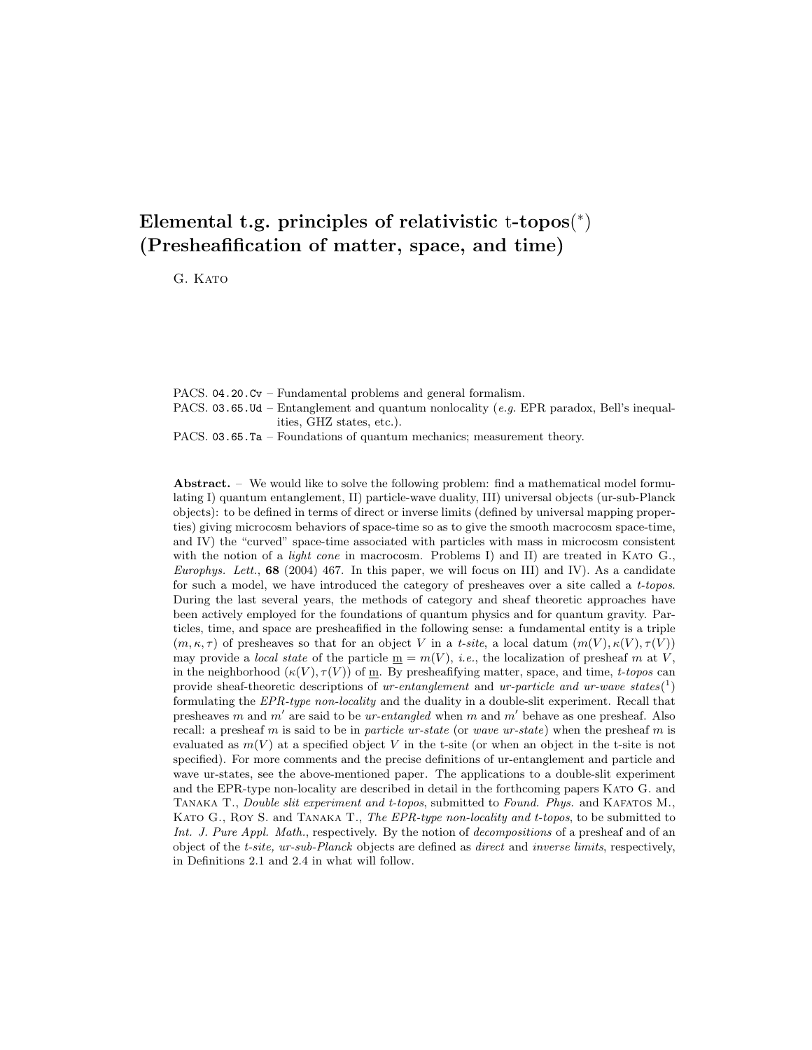# Elemental t.g. principles of relativistic t-topos(*) (Presheafification of matter, space, and time)

G. Kato

PACS. 04.20.Cv – Fundamental problems and general formalism.
PACS. 03.65.Ud – Entanglement and quantum nonlocality (*e.g.* EPR paradox, Bell's inequalities, GHZ states, etc.).
PACS. 03.65.Ta – Foundations of quantum mechanics; measurement theory.

**Abstract.** – We would like to solve the following problem: find a mathematical model formulating I) quantum entanglement, II) particle-wave duality, III) universal objects (ur-sub-Planck objects): to be defined in terms of direct or inverse limits (defined by universal mapping properties) giving microcosm behaviors of space-time so as to give the smooth macrocosm space-time, and IV) the "curved" space-time associated with particles with mass in microcosm consistent with the notion of a *light cone* in macrocosm. Problems I) and II) are treated in Kato G., *Europhys. Lett.*, **68** (2004) 467. In this paper, we will focus on III) and IV). As a candidate for such a model, we have introduced the category of presheaves over a site called a *t-topos*. During the last several years, the methods of category and sheaf theoretic approaches have been actively employed for the foundations of quantum physics and for quantum gravity. Particles, time, and space are presheafified in the following sense: a fundamental entity is a triple $(m, \kappa, \tau)$ of presheaves so that for an object $V$ in a *t-site*, a local datum $(m(V), \kappa(V), \tau(V))$ may provide a *local state* of the particle $\underline{\mathrm{m}} = m(V)$, *i.e.*, the localization of presheaf $m$ at $V$, in the neighborhood $(\kappa(V), \tau(V))$ of $\underline{\mathrm{m}}$. By presheafifying matter, space, and time, *t-topos* can provide sheaf-theoretic descriptions of *ur-entanglement* and *ur-particle and ur-wave states*[1] formulating the *EPR-type non-locality* and the duality in a double-slit experiment. Recall that presheaves $m$ and $m'$ are said to be *ur-entangled* when $m$ and $m'$ behave as one presheaf. Also recall: a presheaf $m$ is said to be in *particle ur-state* (or *wave ur-state*) when the presheaf $m$ is evaluated as $m(V)$ at a specified object $V$ in the t-site (or when an object in the t-site is not specified). For more comments and the precise definitions of ur-entanglement and particle and wave ur-states, see the above-mentioned paper. The applications to a double-slit experiment and the EPR-type non-locality are described in detail in the forthcoming papers Kato G. and Tanaka T., *Double slit experiment and t-topos*, submitted to *Found. Phys.* and Kafatos M., Kato G., Roy S. and Tanaka T., *The EPR-type non-locality and t-topos*, to be submitted to *Int. J. Pure Appl. Math.*, respectively. By the notion of *decompositions* of a presheaf and of an object of the *t-site, ur-sub-Planck* objects are defined as *direct* and *inverse limits*, respectively, in Definitions 2.1 and 2.4 in what will follow.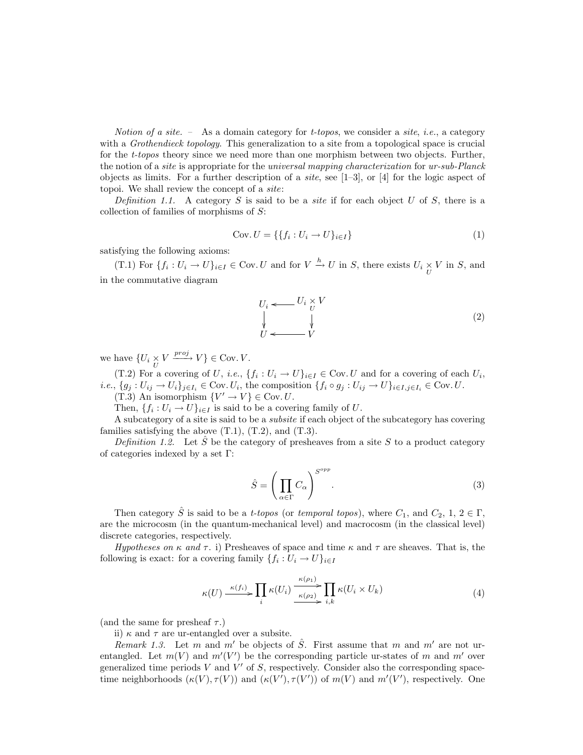*Notion of a site.* – As a domain category for *t-topos*, we consider a *site*, *i.e.*, a category with a *Grothendieck topology*. This generalization to a site from a topological space is crucial for the *t-topos* theory since we need more than one morphism between two objects. Further, the notion of a *site* is appropriate for the *universal mapping characterization* for *ur-sub-Planck* objects as limits. For a further description of a *site*, see [1–3], or [4] for the logic aspect of topoi. We shall review the concept of a *site*:

*Definition 1.1.* A category $S$ is said to be a *site* if for each object $U$ of $S$, there is a collection of families of morphisms of $S$:

$$\text{Cov.}\, U = \{\{f_i : U_i \to U\}_{i\in I}\} \tag{1}$$

satisfying the following axioms:

(T.1) For $\{f_i : U_i \to U\}_{i\in I} \in \text{Cov.}\, U$ and for $V \xrightarrow{h} U$ in $S$, there exists $U_i \underset{U}{\times} V$ in $S$, and in the commutative diagram

$$\begin{array}{ccc} U_i & \longleftarrow & U_i \underset{U}{\times} V \\ \downarrow & & \downarrow \\ U & \longleftarrow & V \end{array} \tag{2}$$

we have $\{U_i \underset{U}{\times} V \xrightarrow{proj} V\} \in \text{Cov.}\, V$.

(T.2) For a covering of $U$, *i.e.*, $\{f_i : U_i \to U\}_{i\in I} \in \text{Cov.}\, U$ and for a covering of each $U_i$, *i.e.*, $\{g_j : U_{ij} \to U_i\}_{j\in I_i} \in \text{Cov.}\, U_i$, the composition $\{f_i \circ g_j : U_{ij} \to U\}_{i\in I, j\in I_i} \in \text{Cov.}\, U$.

(T.3) An isomorphism $\{V' \to V\} \in \text{Cov.}\, U$.

Then, $\{f_i : U_i \to U\}_{i\in I}$ is said to be a covering family of $U$.

A subcategory of a site is said to be a *subsite* if each object of the subcategory has covering families satisfying the above (T.1), (T.2), and (T.3).

*Definition 1.2.* Let $\hat{S}$ be the category of presheaves from a site $S$ to a product category of categories indexed by a set $\Gamma$:

$$\hat{S} = \left(\prod_{\alpha\in\Gamma} C_\alpha\right)^{S^{opp}}. \tag{3}$$

Then category $\hat{S}$ is said to be a *t-topos* (or *temporal topos*), where $C_1$, and $C_2$, $1, 2 \in \Gamma$, are the microcosm (in the quantum-mechanical level) and macrocosm (in the classical level) discrete categories, respectively.

*Hypotheses on $\kappa$ and $\tau$.* i) Presheaves of space and time $\kappa$ and $\tau$ are sheaves. That is, the following is exact: for a covering family $\{f_i : U_i \to U\}_{i\in I}$

$$\kappa(U) \xrightarrow{\kappa(f_i)} \prod_i \kappa(U_i) \underset{\kappa(\rho_2)}{\overset{\kappa(\rho_1)}{\rightrightarrows}} \prod_{i,k} \kappa(U_i \times U_k) \tag{4}$$

(and the same for presheaf $\tau$.)

ii) $\kappa$ and $\tau$ are ur-entangled over a subsite.

*Remark 1.3.* Let $m$ and $m'$ be objects of $\hat{S}$. First assume that $m$ and $m'$ are not ur-entangled. Let $m(V)$ and $m'(V')$ be the corresponding particle ur-states of $m$ and $m'$ over generalized time periods $V$ and $V'$ of $S$, respectively. Consider also the corresponding space-time neighborhoods $(\kappa(V), \tau(V))$ and $(\kappa(V'), \tau(V'))$ of $m(V)$ and $m'(V')$, respectively. One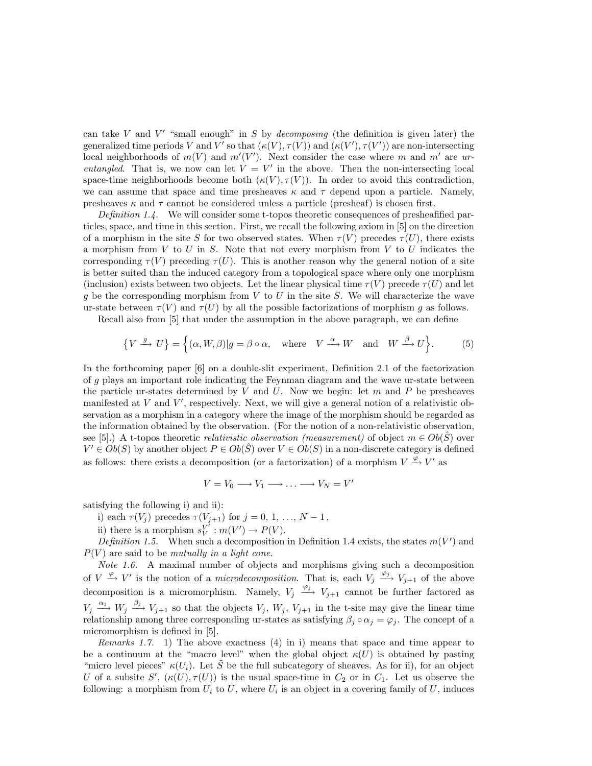can take $V$ and $V'$ "small enough" in $S$ by *decomposing* (the definition is given later) the generalized time periods $V$ and $V'$ so that $(\kappa(V), \tau(V))$ and $(\kappa(V'), \tau(V'))$ are non-intersecting local neighborhoods of $m(V)$ and $m'(V')$. Next consider the case where $m$ and $m'$ are *ur-entangled*. That is, we now can let $V = V'$ in the above. Then the non-intersecting local space-time neighborhoods become both $(\kappa(V), \tau(V))$. In order to avoid this contradiction, we can assume that space and time presheaves $\kappa$ and $\tau$ depend upon a particle. Namely, presheaves $\kappa$ and $\tau$ cannot be considered unless a particle (presheaf) is chosen first.

*Definition 1.4.* We will consider some t-topos theoretic consequences of presheafified particles, space, and time in this section. First, we recall the following axiom in [5] on the direction of a morphism in the site $S$ for two observed states. When $\tau(V)$ precedes $\tau(U)$, there exists a morphism from $V$ to $U$ in $S$. Note that not every morphism from $V$ to $U$ indicates the corresponding $\tau(V)$ preceding $\tau(U)$. This is another reason why the general notion of a site is better suited than the induced category from a topological space where only one morphism (inclusion) exists between two objects. Let the linear physical time $\tau(V)$ precede $\tau(U)$ and let $g$ be the corresponding morphism from $V$ to $U$ in the site $S$. We will characterize the wave ur-state between $\tau(V)$ and $\tau(U)$ by all the possible factorizations of morphism $g$ as follows.

Recall also from [5] that under the assumption in the above paragraph, we can define

$$\Big\{V \xrightarrow{g} U\Big\} = \Big\{(\alpha, W, \beta) | g = \beta \circ \alpha, \quad \text{where} \quad V \xrightarrow{\alpha} W \quad \text{and} \quad W \xrightarrow{\beta} U\Big\}. \tag{5}$$

In the forthcoming paper [6] on a double-slit experiment, Definition 2.1 of the factorization of $g$ plays an important role indicating the Feynman diagram and the wave ur-state between the particle ur-states determined by $V$ and $U$. Now we begin: let $m$ and $P$ be presheaves manifested at $V$ and $V'$, respectively. Next, we will give a general notion of a relativistic observation as a morphism in a category where the image of the morphism should be regarded as the information obtained by the observation. (For the notion of a non-relativistic observation, see [5].) A t-topos theoretic *relativistic observation (measurement)* of object $m \in Ob(\hat{S})$ over $V' \in Ob(S)$ by another object $P \in Ob(\hat{S})$ over $V \in Ob(S)$ in a non-discrete category is defined as follows: there exists a decomposition (or a factorization) of a morphism $V \xrightarrow{\varphi} V'$ as

$$V = V_0 \longrightarrow V_1 \longrightarrow \ldots \longrightarrow V_N = V'$$

satisfying the following i) and ii):

i) each $\tau(V_j)$ precedes $\tau(V_{j+1})$ for $j = 0, 1, \ldots, N-1$,

ii) there is a morphism $s_V^{V'} : m(V') \to P(V)$.

*Definition 1.5.* When such a decomposition in Definition 1.4 exists, the states $m(V')$ and $P(V)$ are said to be *mutually in a light cone*.

*Note 1.6.* A maximal number of objects and morphisms giving such a decomposition of $V \xrightarrow{\varphi} V'$ is the notion of a *microdecomposition*. That is, each $V_j \xrightarrow{\varphi_j} V_{j+1}$ of the above decomposition is a micromorphism. Namely, $V_j \xrightarrow{\varphi_j} V_{j+1}$ cannot be further factored as $V_j \xrightarrow{\alpha_j} W_j \xrightarrow{\beta_j} V_{j+1}$ so that the objects $V_j$, $W_j$, $V_{j+1}$ in the t-site may give the linear time relationship among three corresponding ur-states as satisfying $\beta_j \circ \alpha_j = \varphi_j$. The concept of a micromorphism is defined in [5].

*Remarks 1.7.* 1) The above exactness (4) in i) means that space and time appear to be a continuum at the "macro level" when the global object $\kappa(U)$ is obtained by pasting "micro level pieces" $\kappa(U_i)$. Let $\tilde{S}$ be the full subcategory of sheaves. As for ii), for an object $U$ of a subsite $S'$, $(\kappa(U), \tau(U))$ is the usual space-time in $C_2$ or in $C_1$. Let us observe the following: a morphism from $U_i$ to $U$, where $U_i$ is an object in a covering family of $U$, induces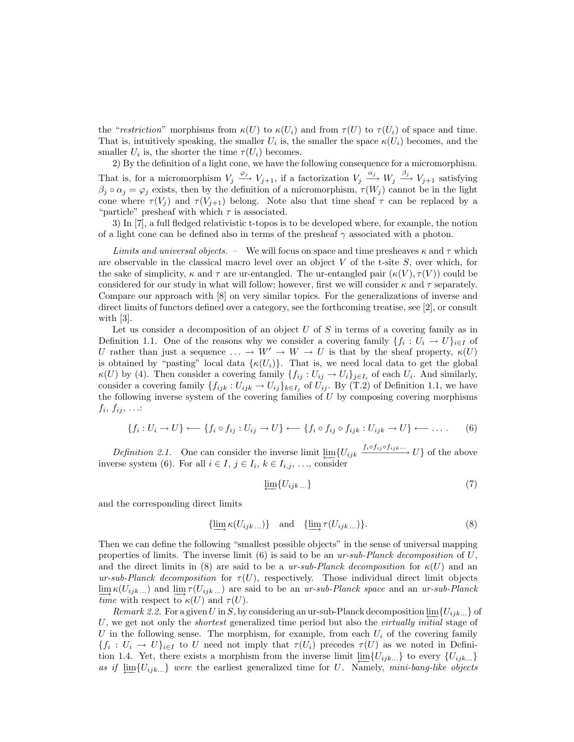the "*restriction*" morphisms from $\kappa(U)$ to $\kappa(U_i)$ and from $\tau(U)$ to $\tau(U_i)$ of space and time. That is, intuitively speaking, the smaller $U_i$ is, the smaller the space $\kappa(U_i)$ becomes, and the smaller $U_i$ is, the shorter the time $\tau(U_i)$ becomes.

2) By the definition of a light cone, we have the following consequence for a micromorphism. That is, for a micromorphism $V_j \xrightarrow{\varphi_j} V_{j+1}$, if a factorization $V_j \xrightarrow{\alpha_j} W_j \xrightarrow{\beta_j} V_{j+1}$ satisfying $\beta_j \circ \alpha_j = \varphi_j$ exists, then by the definition of a micromorphism, $\tau(W_j)$ cannot be in the light cone where $\tau(V_j)$ and $\tau(V_{j+1})$ belong. Note also that time sheaf $\tau$ can be replaced by a "particle" presheaf with which $\tau$ is associated.

3) In [7], a full fledged relativistic t-topos is to be developed where, for example, the notion of a light cone can be defined also in terms of the presheaf $\gamma$ associated with a photon.

*Limits and universal objects.* – We will focus on space and time presheaves $\kappa$ and $\tau$ which are observable in the classical macro level over an object $V$ of the t-site $S$, over which, for the sake of simplicity, $\kappa$ and $\tau$ are ur-entangled. The ur-entangled pair $(\kappa(V), \tau(V))$ could be considered for our study in what will follow; however, first we will consider $\kappa$ and $\tau$ separately. Compare our approach with [8] on very similar topics. For the generalizations of inverse and direct limits of functors defined over a category, see the forthcoming treatise, see [2], or consult with [3].

Let us consider a decomposition of an object $U$ of $S$ in terms of a covering family as in Definition 1.1. One of the reasons why we consider a covering family $\{f_i : U_i \to U\}_{i\in I}$ of $U$ rather than just a sequence $\ldots \to W' \to W \to U$ is that by the sheaf property, $\kappa(U)$ is obtained by "pasting" local data $\{\kappa(U_i)\}$. That is, we need local data to get the global $\kappa(U)$ by (4). Then consider a covering family $\{f_{ij} : U_{ij} \to U_i\}_{j\in I_i}$ of each $U_i$. And similarly, consider a covering family $\{f_{ijk} : U_{ijk} \to U_{ij}\}_{k\in I_j}$ of $U_{ij}$. By (T.2) of Definition 1.1, we have the following inverse system of the covering families of $U$ by composing covering morphisms $f_i$, $f_{ij}$, ...:

$$\{f_i : U_i \to U\} \longleftarrow \{f_i \circ f_{ij} : U_{ij} \to U\} \longleftarrow \{f_i \circ f_{ij} \circ f_{ijk} : U_{ijk} \to U\} \longleftarrow \ldots. \tag{6}$$

*Definition 2.1.* One can consider the inverse limit $\varprojlim\{U_{ijk} \xrightarrow{f_i \circ f_{ij} \circ f_{ijk} \cdots} U\}$ of the above inverse system (6). For all $i \in I$, $j \in I_i$, $k \in I_{i,j}$, ..., consider

$$\varprojlim\{U_{ijk\,\ldots}\} \tag{7}$$

and the corresponding direct limits

$$\{\varinjlim \kappa(U_{ijk\,\ldots})\} \quad \text{and} \quad \{\varinjlim \tau(U_{ijk\,\ldots})\}. \tag{8}$$

Then we can define the following "smallest possible objects" in the sense of universal mapping properties of limits. The inverse limit (6) is said to be an *ur-sub-Planck decomposition* of $U$, and the direct limits in (8) are said to be a *ur-sub-Planck decomposition* for $\kappa(U)$ and an *ur-sub-Planck decomposition* for $\tau(U)$, respectively. Those individual direct limit objects $\varinjlim \kappa(U_{ijk\,\ldots})$ and $\varinjlim \tau(U_{ijk\,\ldots})$ are said to be an *ur-sub-Planck space* and an *ur-sub-Planck time* with respect to $\kappa(U)$ and $\tau(U)$.

*Remark 2.2.* For a given $U$ in $S$, by considering an ur-sub-Planck decomposition $\varprojlim\{U_{ijk\ldots}\}$ of $U$, we get not only the *shortest* generalized time period but also the *virtually initial* stage of $U$ in the following sense. The morphism, for example, from each $U_i$ of the covering family $\{f_i : U_i \to U\}_{i\in I}$ to $U$ need not imply that $\tau(U_i)$ precedes $\tau(U)$ as we noted in Definition 1.4. Yet, there exists a morphism from the inverse limit $\varprojlim\{U_{ijk\ldots}\}$ to every $\{U_{ijk\ldots}\}$ *as if* $\varprojlim\{U_{ijk\ldots}\}$ *were* the earliest generalized time for $U$. Namely, *mini-bang-like objects*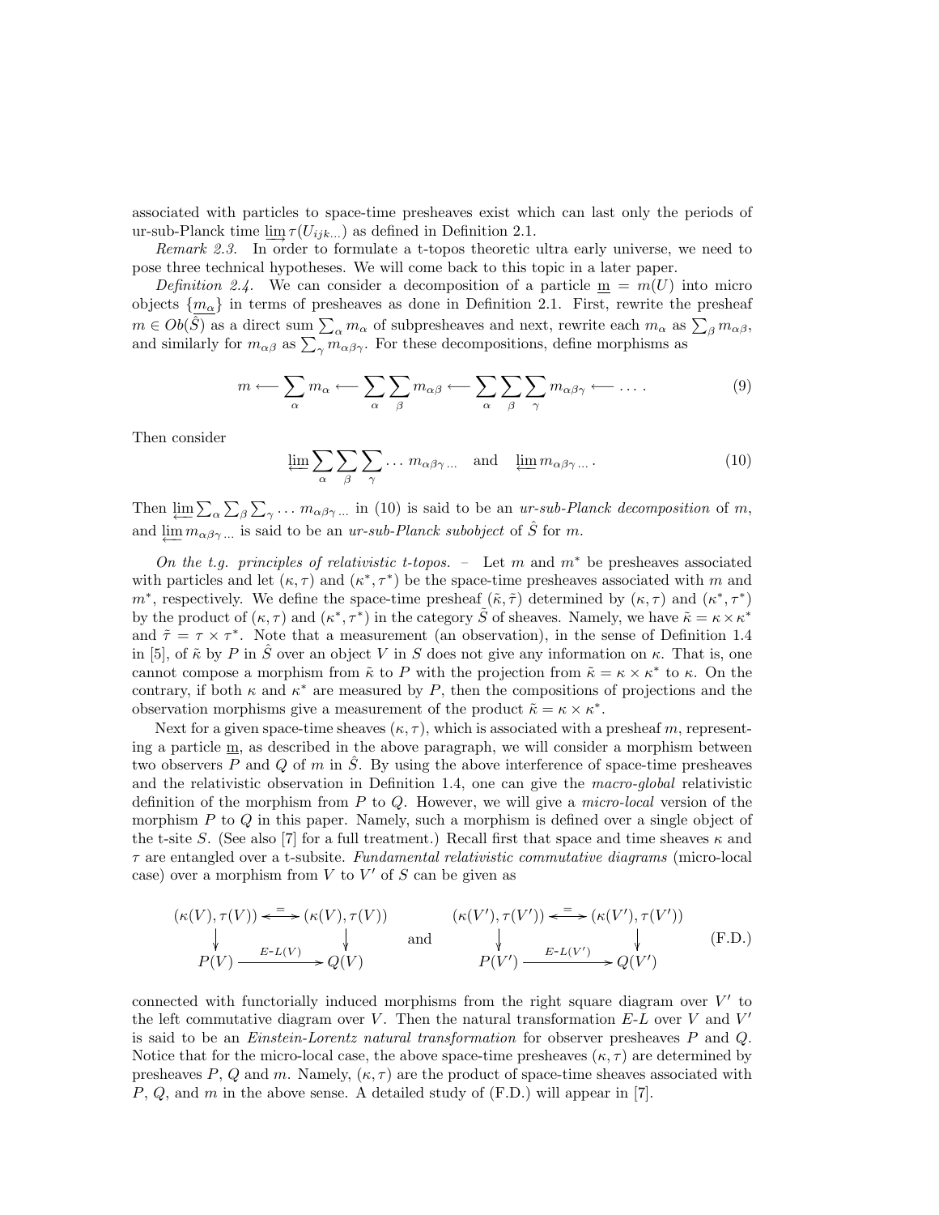associated with particles to space-time presheaves exist which can last only the periods of ur-sub-Planck time $\varinjlim \tau(U_{ijk\ldots})$ as defined in Definition 2.1.

*Remark 2.3.* In order to formulate a t-topos theoretic ultra early universe, we need to pose three technical hypotheses. We will come back to this topic in a later paper.

*Definition 2.4.* We can consider a decomposition of a particle $\underline{m} = m(U)$ into micro objects $\{\underline{m_\alpha}\}$ in terms of presheaves as done in Definition 2.1. First, rewrite the presheaf $m \in Ob(\hat{S})$ as a direct sum $\sum_\alpha m_\alpha$ of subpresheaves and next, rewrite each $m_\alpha$ as $\sum_\beta m_{\alpha\beta}$, and similarly for $m_{\alpha\beta}$ as $\sum_\gamma m_{\alpha\beta\gamma}$. For these decompositions, define morphisms as

$$m \longleftarrow \sum_\alpha m_\alpha \longleftarrow \sum_\alpha \sum_\beta m_{\alpha\beta} \longleftarrow \sum_\alpha \sum_\beta \sum_\gamma m_{\alpha\beta\gamma} \longleftarrow \ldots . \tag{9}$$

Then consider

$$\varprojlim \sum_\alpha \sum_\beta \sum_\gamma \ldots m_{\alpha\beta\gamma\ldots} \quad \text{and} \quad \varprojlim m_{\alpha\beta\gamma\ldots} . \tag{10}$$

Then $\varprojlim \sum_\alpha \sum_\beta \sum_\gamma \ldots m_{\alpha\beta\gamma\ldots}$ in (10) is said to be an *ur-sub-Planck decomposition* of $m$, and $\varprojlim m_{\alpha\beta\gamma\ldots}$ is said to be an *ur-sub-Planck subobject* of $\hat{S}$ for $m$.

*On the t.g. principles of relativistic t-topos.* – Let $m$ and $m^*$ be presheaves associated with particles and let $(\kappa, \tau)$ and $(\kappa^*, \tau^*)$ be the space-time presheaves associated with $m$ and $m^*$, respectively. We define the space-time presheaf $(\tilde{\kappa}, \tilde{\tau})$ determined by $(\kappa, \tau)$ and $(\kappa^*, \tau^*)$ by the product of $(\kappa, \tau)$ and $(\kappa^*, \tau^*)$ in the category $\tilde{S}$ of sheaves. Namely, we have $\tilde{\kappa} = \kappa \times \kappa^*$ and $\tilde{\tau} = \tau \times \tau^*$. Note that a measurement (an observation), in the sense of Definition 1.4 in [5], of $\tilde{\kappa}$ by $P$ in $\hat{S}$ over an object $V$ in $S$ does not give any information on $\kappa$. That is, one cannot compose a morphism from $\tilde{\kappa}$ to $P$ with the projection from $\tilde{\kappa} = \kappa \times \kappa^*$ to $\kappa$. On the contrary, if both $\kappa$ and $\kappa^*$ are measured by $P$, then the compositions of projections and the observation morphisms give a measurement of the product $\tilde{\kappa} = \kappa \times \kappa^*$.

Next for a given space-time sheaves $(\kappa, \tau)$, which is associated with a presheaf $m$, representing a particle $\underline{m}$, as described in the above paragraph, we will consider a morphism between two observers $P$ and $Q$ of $m$ in $\hat{S}$. By using the above interference of space-time presheaves and the relativistic observation in Definition 1.4, one can give the *macro-global* relativistic definition of the morphism from $P$ to $Q$. However, we will give a *micro-local* version of the morphism $P$ to $Q$ in this paper. Namely, such a morphism is defined over a single object of the t-site $S$. (See also [7] for a full treatment.) Recall first that space and time sheaves $\kappa$ and $\tau$ are entangled over a t-subsite. *Fundamental relativistic commutative diagrams* (micro-local case) over a morphism from $V$ to $V'$ of $S$ can be given as

$$\begin{array}{ccc} (\kappa(V), \tau(V)) & \overset{=}{\longleftrightarrow} & (\kappa(V), \tau(V)) \\ \downarrow & & \downarrow \\ P(V) & \xrightarrow{E\text{-}L(V)} & Q(V) \end{array} \quad \text{and} \quad \begin{array}{ccc} (\kappa(V'), \tau(V')) & \overset{=}{\longleftrightarrow} & (\kappa(V'), \tau(V')) \\ \downarrow & & \downarrow \\ P(V') & \xrightarrow{E\text{-}L(V')} & Q(V') \end{array} \tag{F.D.}$$

connected with functorially induced morphisms from the right square diagram over $V'$ to the left commutative diagram over $V$. Then the natural transformation $E$-$L$ over $V$ and $V'$ is said to be an *Einstein-Lorentz natural transformation* for observer presheaves $P$ and $Q$. Notice that for the micro-local case, the above space-time presheaves $(\kappa, \tau)$ are determined by presheaves $P$, $Q$ and $m$. Namely, $(\kappa, \tau)$ are the product of space-time sheaves associated with $P$, $Q$, and $m$ in the above sense. A detailed study of (F.D.) will appear in [7].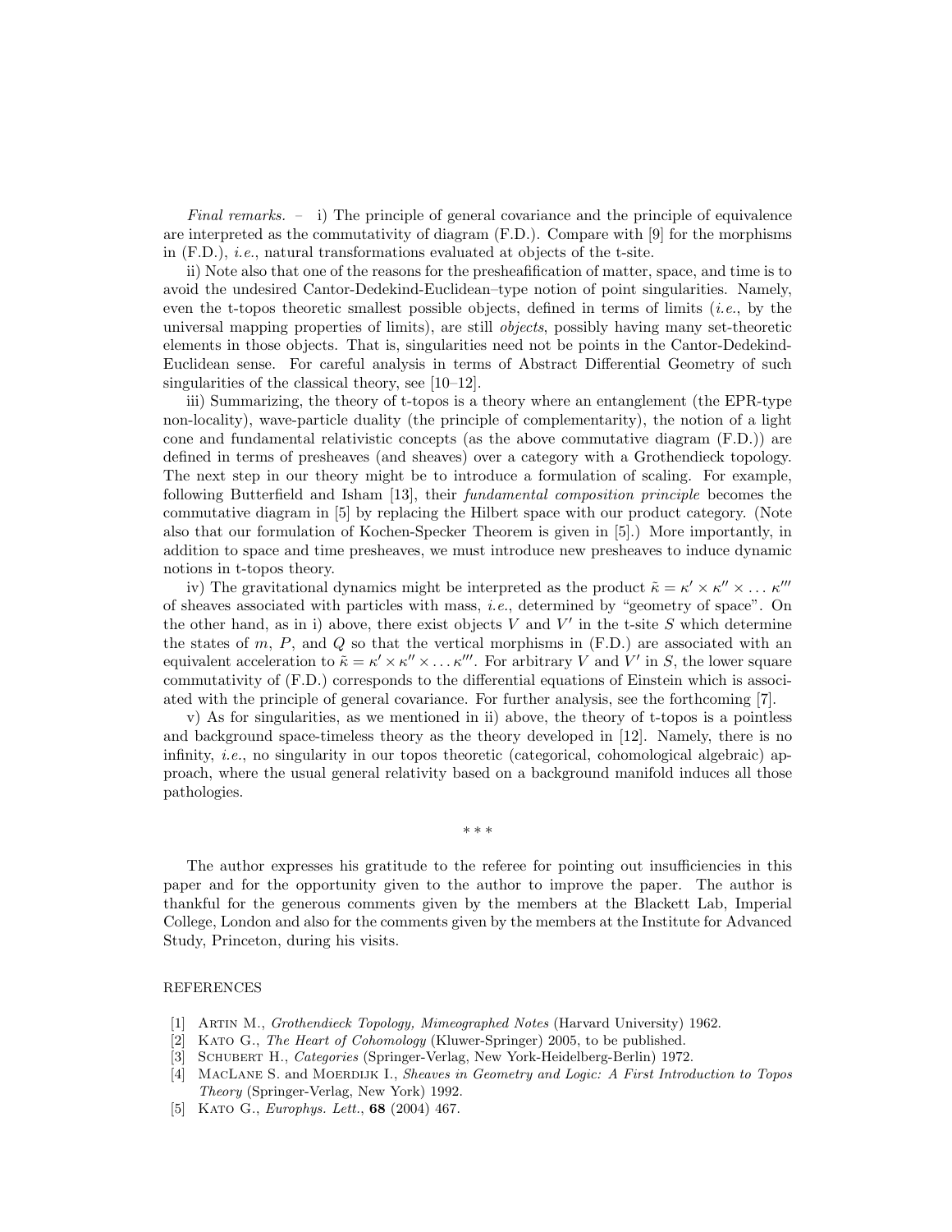*Final remarks.* – i) The principle of general covariance and the principle of equivalence are interpreted as the commutativity of diagram (F.D.). Compare with [9] for the morphisms in (F.D.), *i.e.*, natural transformations evaluated at objects of the t-site.

ii) Note also that one of the reasons for the presheafification of matter, space, and time is to avoid the undesired Cantor-Dedekind-Euclidean–type notion of point singularities. Namely, even the t-topos theoretic smallest possible objects, defined in terms of limits (*i.e.*, by the universal mapping properties of limits), are still *objects*, possibly having many set-theoretic elements in those objects. That is, singularities need not be points in the Cantor-Dedekind-Euclidean sense. For careful analysis in terms of Abstract Differential Geometry of such singularities of the classical theory, see [10–12].

iii) Summarizing, the theory of t-topos is a theory where an entanglement (the EPR-type non-locality), wave-particle duality (the principle of complementarity), the notion of a light cone and fundamental relativistic concepts (as the above commutative diagram (F.D.)) are defined in terms of presheaves (and sheaves) over a category with a Grothendieck topology. The next step in our theory might be to introduce a formulation of scaling. For example, following Butterfield and Isham [13], their *fundamental composition principle* becomes the commutative diagram in [5] by replacing the Hilbert space with our product category. (Note also that our formulation of Kochen-Specker Theorem is given in [5].) More importantly, in addition to space and time presheaves, we must introduce new presheaves to induce dynamic notions in t-topos theory.

iv) The gravitational dynamics might be interpreted as the product $\tilde{\kappa} = \kappa' \times \kappa'' \times \dots \kappa'''$ of sheaves associated with particles with mass, *i.e.*, determined by "geometry of space". On the other hand, as in i) above, there exist objects $V$ and $V'$ in the t-site $S$ which determine the states of $m$, $P$, and $Q$ so that the vertical morphisms in (F.D.) are associated with an equivalent acceleration to $\tilde{\kappa} = \kappa' \times \kappa'' \times \dots \kappa'''$. For arbitrary $V$ and $V'$ in $S$, the lower square commutativity of (F.D.) corresponds to the differential equations of Einstein which is associated with the principle of general covariance. For further analysis, see the forthcoming [7].

v) As for singularities, as we mentioned in ii) above, the theory of t-topos is a pointless and background space-timeless theory as the theory developed in [12]. Namely, there is no infinity, *i.e.*, no singularity in our topos theoretic (categorical, cohomological algebraic) approach, where the usual general relativity based on a background manifold induces all those pathologies.

\* \* \*

The author expresses his gratitude to the referee for pointing out insufficiencies in this paper and for the opportunity given to the author to improve the paper. The author is thankful for the generous comments given by the members at the Blackett Lab, Imperial College, London and also for the comments given by the members at the Institute for Advanced Study, Princeton, during his visits.

## REFERENCES

[1] Artin M., *Grothendieck Topology, Mimeographed Notes* (Harvard University) 1962.
[2] Kato G., *The Heart of Cohomology* (Kluwer-Springer) 2005, to be published.
[3] Schubert H., *Categories* (Springer-Verlag, New York-Heidelberg-Berlin) 1972.
[4] MacLane S. and Moerdijk I., *Sheaves in Geometry and Logic: A First Introduction to Topos Theory* (Springer-Verlag, New York) 1992.
[5] Kato G., *Europhys. Lett.*, **68** (2004) 467.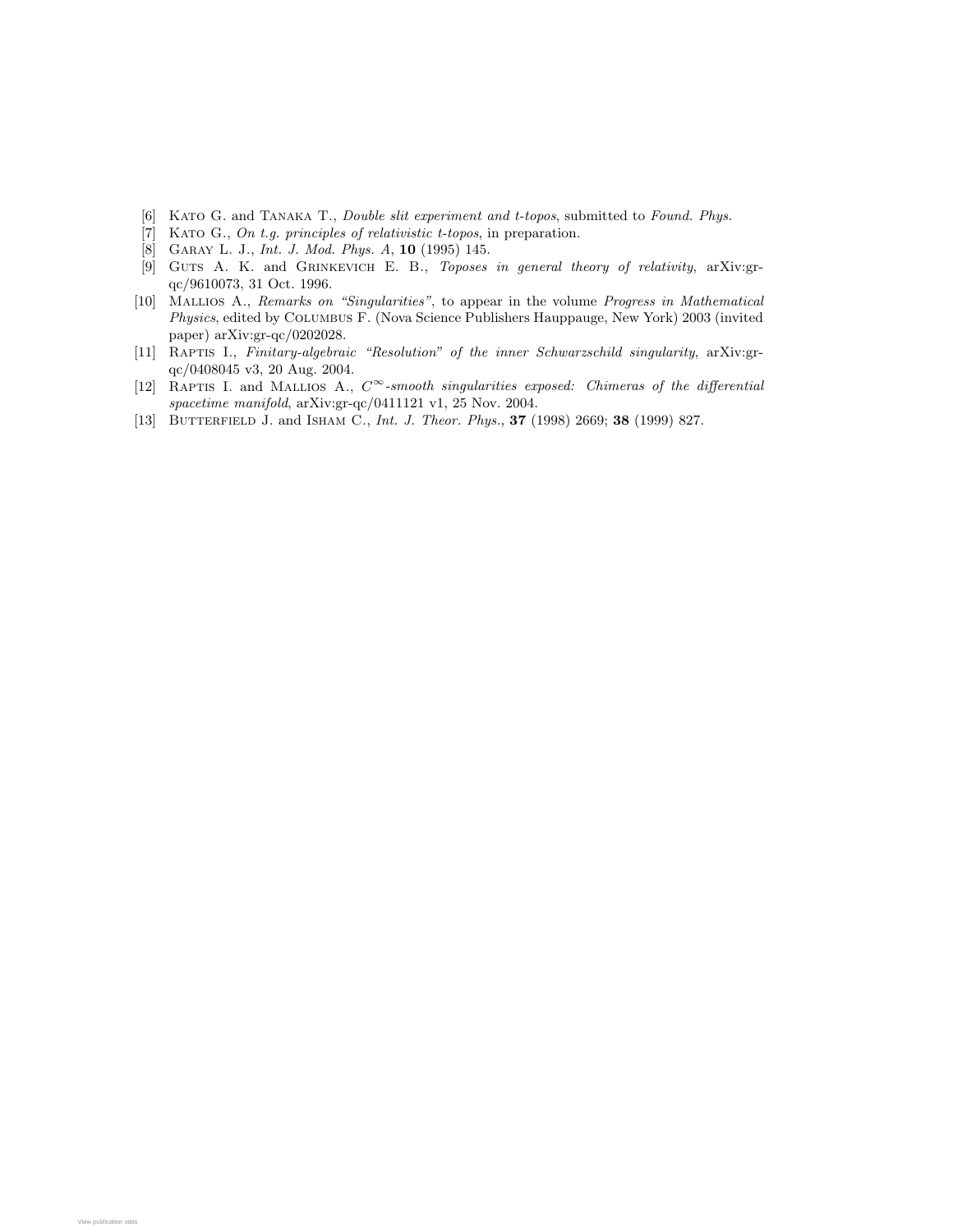[6] Kato G. and Tanaka T., *Double slit experiment and t-topos*, submitted to *Found. Phys.*

[7] Kato G., *On t.g. principles of relativistic t-topos*, in preparation.

[8] Garay L. J., *Int. J. Mod. Phys. A*, **10** (1995) 145.

[9] Guts A. K. and Grinkevich E. B., *Toposes in general theory of relativity*, arXiv:gr-qc/9610073, 31 Oct. 1996.

[10] Mallios A., *Remarks on "Singularities"*, to appear in the volume *Progress in Mathematical Physics*, edited by Columbus F. (Nova Science Publishers Hauppauge, New York) 2003 (invited paper) arXiv:gr-qc/0202028.

[11] Raptis I., *Finitary-algebraic "Resolution" of the inner Schwarzschild singularity*, arXiv:gr-qc/0408045 v3, 20 Aug. 2004.

[12] Raptis I. and Mallios A., *$C^\infty$-smooth singularities exposed: Chimeras of the differential spacetime manifold*, arXiv:gr-qc/0411121 v1, 25 Nov. 2004.

[13] Butterfield J. and Isham C., *Int. J. Theor. Phys.*, **37** (1998) 2669; **38** (1999) 827.